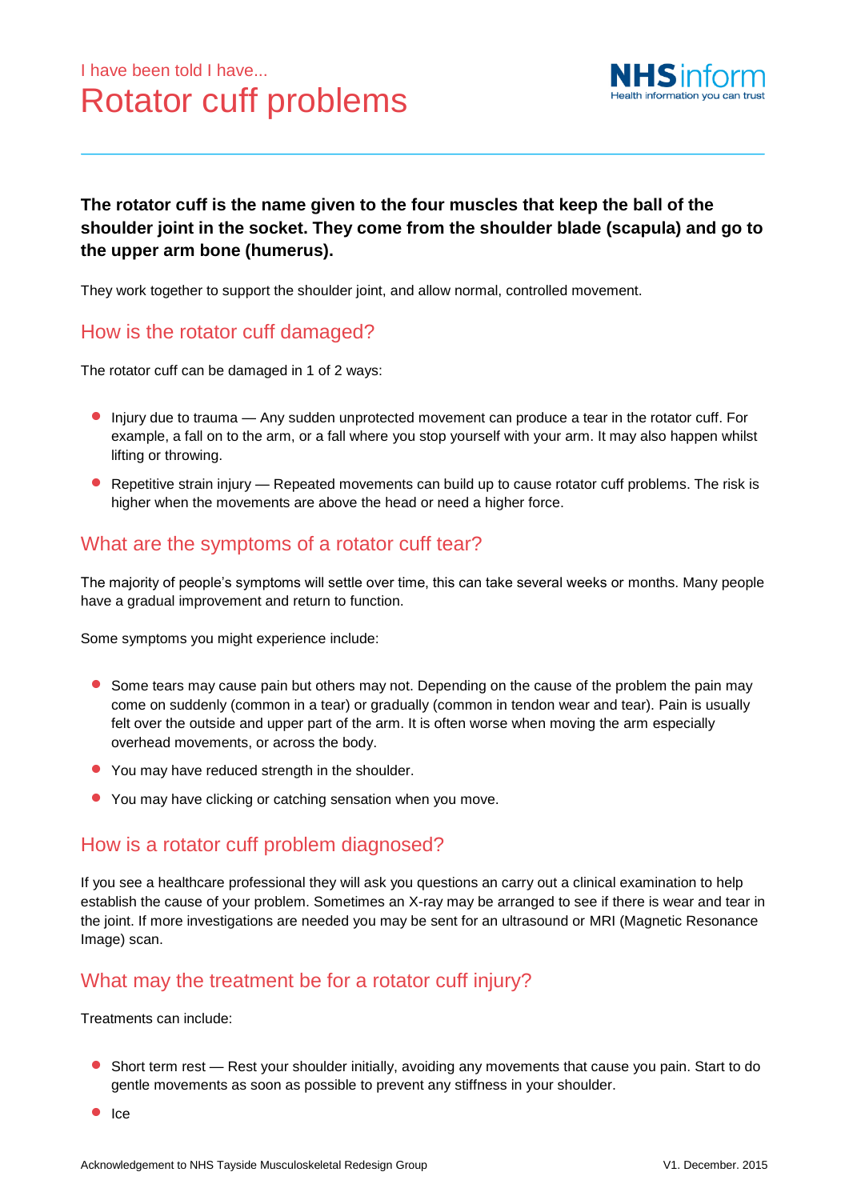I have been told I have...

# Rotator cuff problems

**The rotator cuff is the name given to the four muscles that keep the ball of the shoulder joint in the socket. They come from the shoulder blade (scapula) and go to the upper arm bone (humerus).**

They work together to support the shoulder joint, and allow normal, controlled movement.

## How is the rotator cuff damaged?

The rotator cuff can be damaged in 1 of 2 ways:

- Injury due to trauma — Any sudden unprotected movement can produce a tear in the rotator cuff. For example, a fall on to the arm, or a fall where you stop yourself with your arm. It may also happen whilst lifting or throwing.
- Repetitive strain injury — Repeated movements can build up to cause rotator cuff problems. The risk is higher when the movements are above the head or need a higher force.

## What are the symptoms of a rotator cuff tear?

The majority of people's symptoms will settle over time, this can take several weeks or months. Many people have a gradual improvement and return to function.

Some symptoms you might experience include:

- Some tears may cause pain but others may not. Depending on the cause of the problem the pain may come on suddenly (common in a tear) or gradually (common in tendon wear and tear). Pain is usually felt over the outside and upper part of the arm. It is often worse when moving the arm especially overhead movements, or across the body.
- You may have reduced strength in the shoulder.
- You may have clicking or catching sensation when you move.

## How is a rotator cuff problem diagnosed?

If you see a healthcare professional they will ask you questions an carry out a clinical examination to help establish the cause of your problem. Sometimes an X-ray may be arranged to see if there is wear and tear in the joint. If more investigations are needed you may be sent for an ultrasound or MRI (Magnetic Resonance Image) scan.

## What may the treatment be for a rotator cuff injury?

Treatments can include:

- Short term rest — Rest your shoulder initially, avoiding any movements that cause you pain. Start to do gentle movements as soon as possible to prevent any stiffness in your shoulder.
- Ice

Acknowledgement to NHS Tayside Musculoskeletal Redesign Group

V1. December. 2015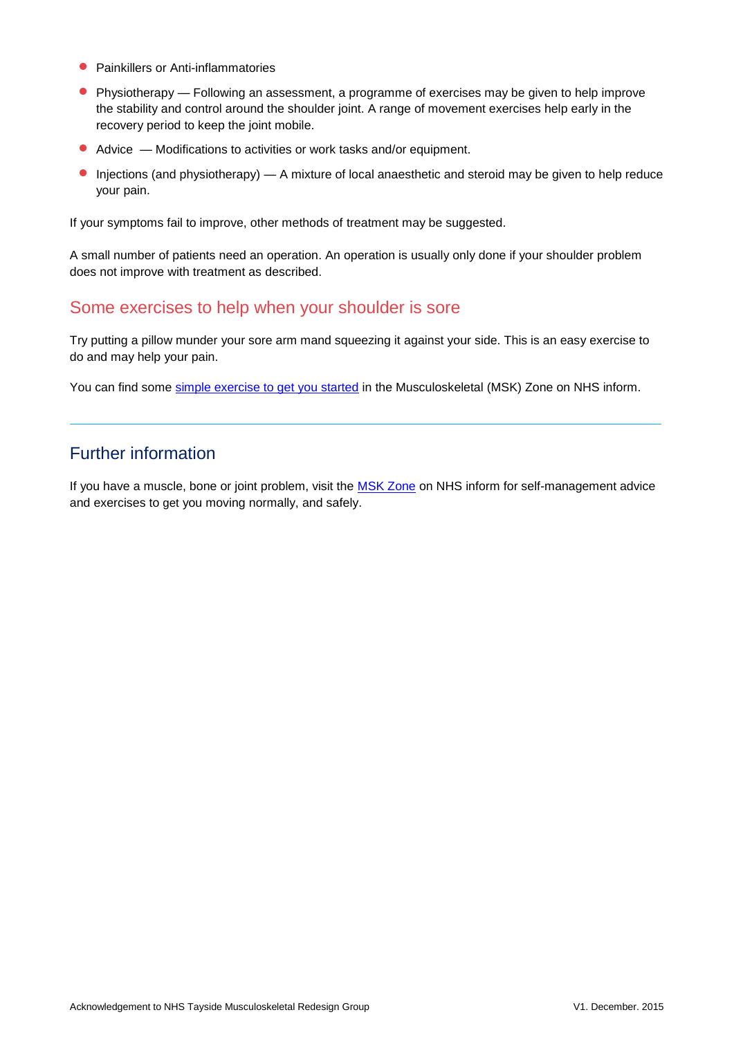- Painkillers or Anti-inflammatories
- Physiotherapy — Following an assessment, a programme of exercises may be given to help improve the stability and control around the shoulder joint. A range of movement exercises help early in the recovery period to keep the joint mobile.
- Advice — Modifications to activities or work tasks and/or equipment.
- Injections (and physiotherapy) — A mixture of local anaesthetic and steroid may be given to help reduce your pain.

If your symptoms fail to improve, other methods of treatment may be suggested.

A small number of patients need an operation. An operation is usually only done if your shoulder problem does not improve with treatment as described.

## Some exercises to help when your shoulder is sore

Try putting a pillow munder your sore arm mand squeezing it against your side. This is an easy exercise to do and may help your pain.

You can find some simple exercise to get you started in the Musculoskeletal (MSK) Zone on NHS inform.

---

## Further information

If you have a muscle, bone or joint problem, visit the MSK Zone on NHS inform for self-management advice and exercises to get you moving normally, and safely.

Acknowledgement to NHS Tayside Musculoskeletal Redesign Group

V1. December. 2015